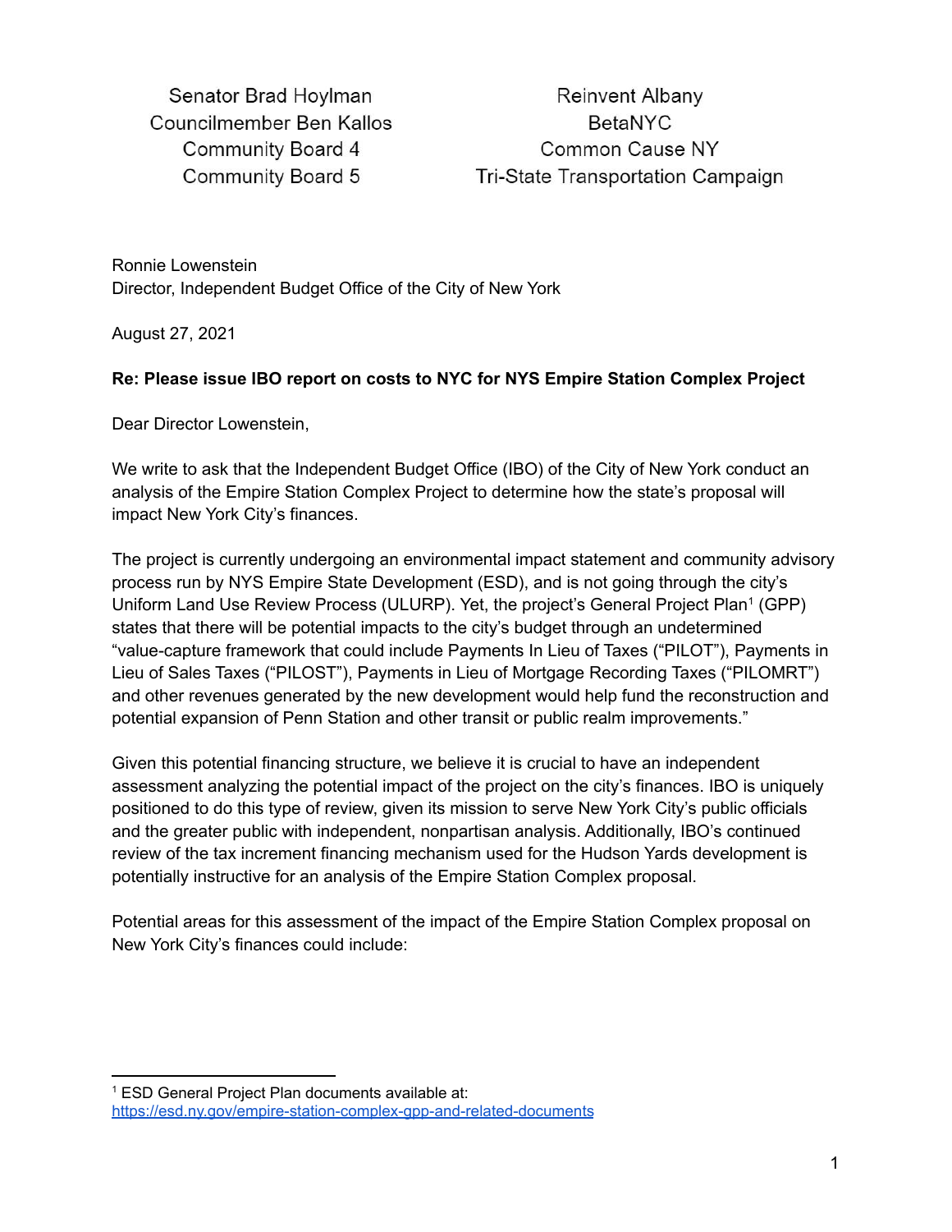Senator Brad Hoylman
Councilmember Ben Kallos
Community Board 4
Community Board 5

Reinvent Albany
BetaNYC
Common Cause NY
Tri-State Transportation Campaign

Ronnie Lowenstein
Director, Independent Budget Office of the City of New York

August 27, 2021

**Re: Please issue IBO report on costs to NYC for NYS Empire Station Complex Project**

Dear Director Lowenstein,

We write to ask that the Independent Budget Office (IBO) of the City of New York conduct an analysis of the Empire Station Complex Project to determine how the state's proposal will impact New York City's finances.

The project is currently undergoing an environmental impact statement and community advisory process run by NYS Empire State Development (ESD), and is not going through the city's Uniform Land Use Review Process (ULURP). Yet, the project's General Project Plan[1] (GPP) states that there will be potential impacts to the city's budget through an undetermined "value-capture framework that could include Payments In Lieu of Taxes ("PILOT"), Payments in Lieu of Sales Taxes ("PILOST"), Payments in Lieu of Mortgage Recording Taxes ("PILOMRT") and other revenues generated by the new development would help fund the reconstruction and potential expansion of Penn Station and other transit or public realm improvements."

Given this potential financing structure, we believe it is crucial to have an independent assessment analyzing the potential impact of the project on the city's finances. IBO is uniquely positioned to do this type of review, given its mission to serve New York City's public officials and the greater public with independent, nonpartisan analysis. Additionally, IBO's continued review of the tax increment financing mechanism used for the Hudson Yards development is potentially instructive for an analysis of the Empire Station Complex proposal.

Potential areas for this assessment of the impact of the Empire Station Complex proposal on New York City's finances could include:

[1] ESD General Project Plan documents available at: https://esd.ny.gov/empire-station-complex-gpp-and-related-documents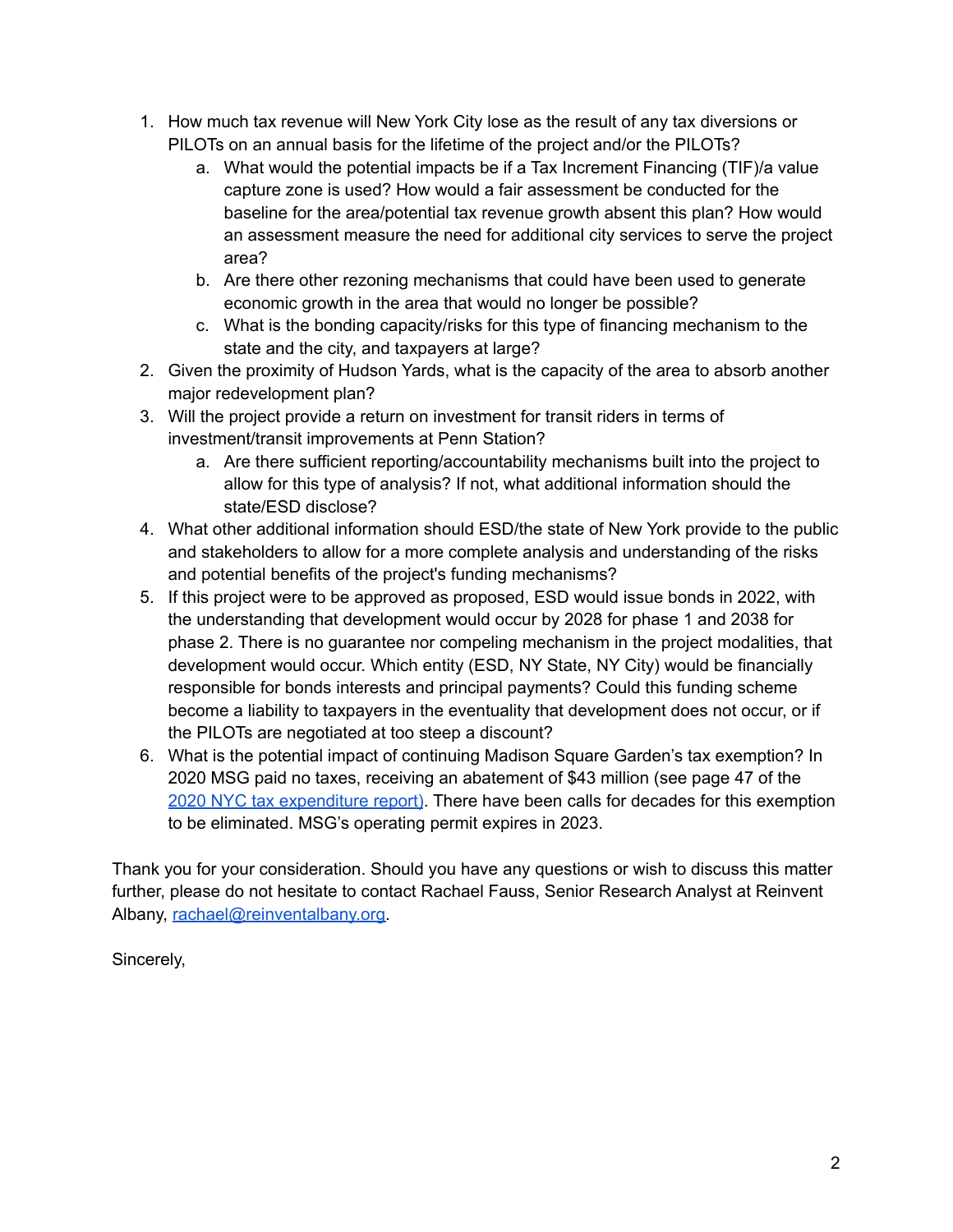1. How much tax revenue will New York City lose as the result of any tax diversions or PILOTs on an annual basis for the lifetime of the project and/or the PILOTs?
    a. What would the potential impacts be if a Tax Increment Financing (TIF)/a value capture zone is used? How would a fair assessment be conducted for the baseline for the area/potential tax revenue growth absent this plan? How would an assessment measure the need for additional city services to serve the project area?
    b. Are there other rezoning mechanisms that could have been used to generate economic growth in the area that would no longer be possible?
    c. What is the bonding capacity/risks for this type of financing mechanism to the state and the city, and taxpayers at large?
2. Given the proximity of Hudson Yards, what is the capacity of the area to absorb another major redevelopment plan?
3. Will the project provide a return on investment for transit riders in terms of investment/transit improvements at Penn Station?
    a. Are there sufficient reporting/accountability mechanisms built into the project to allow for this type of analysis? If not, what additional information should the state/ESD disclose?
4. What other additional information should ESD/the state of New York provide to the public and stakeholders to allow for a more complete analysis and understanding of the risks and potential benefits of the project's funding mechanisms?
5. If this project were to be approved as proposed, ESD would issue bonds in 2022, with the understanding that development would occur by 2028 for phase 1 and 2038 for phase 2. There is no guarantee nor compeling mechanism in the project modalities, that development would occur. Which entity (ESD, NY State, NY City) would be financially responsible for bonds interests and principal payments? Could this funding scheme become a liability to taxpayers in the eventuality that development does not occur, or if the PILOTs are negotiated at too steep a discount?
6. What is the potential impact of continuing Madison Square Garden's tax exemption? In 2020 MSG paid no taxes, receiving an abatement of $43 million (see page 47 of the [2020 NYC tax expenditure report](#)). There have been calls for decades for this exemption to be eliminated. MSG's operating permit expires in 2023.

Thank you for your consideration. Should you have any questions or wish to discuss this matter further, please do not hesitate to contact Rachael Fauss, Senior Research Analyst at Reinvent Albany, [rachael@reinventalbany.org](mailto:rachael@reinventalbany.org).

Sincerely,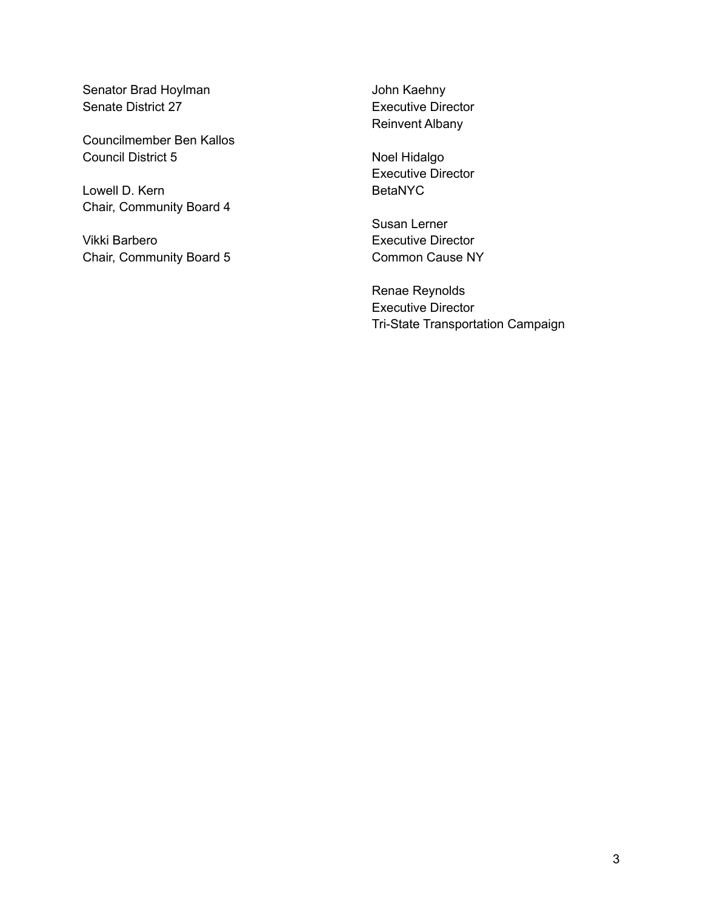Senator Brad Hoylman
Senate District 27

Councilmember Ben Kallos
Council District 5

Lowell D. Kern
Chair, Community Board 4

Vikki Barbero
Chair, Community Board 5

John Kaehny
Executive Director
Reinvent Albany

Noel Hidalgo
Executive Director
BetaNYC

Susan Lerner
Executive Director
Common Cause NY

Renae Reynolds
Executive Director
Tri-State Transportation Campaign